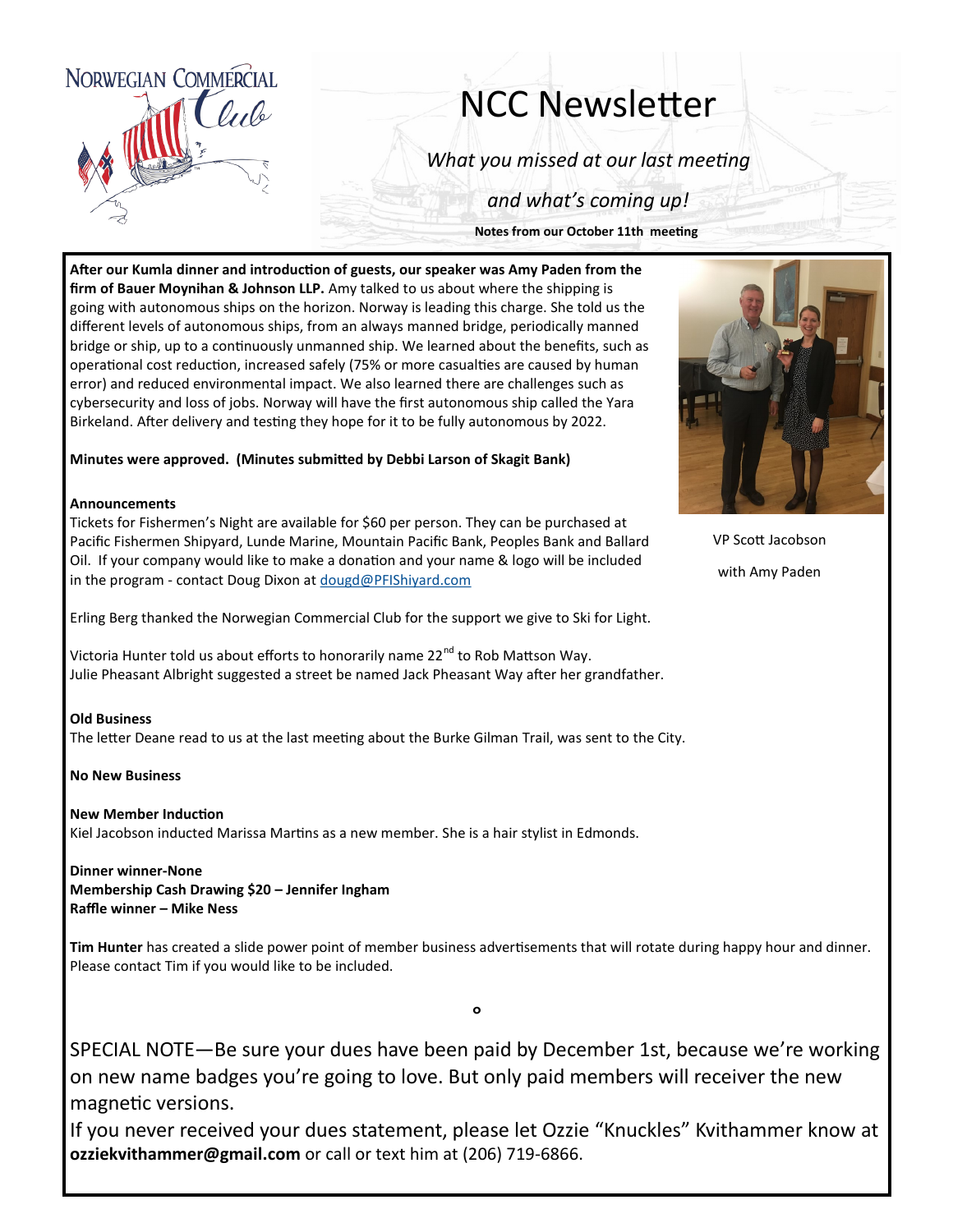NORWEGIAN COMMERCIAL Club

# NCC Newsletter

*What you missed at our last meeting*

*and what's coming up!*

**Notes from our October 11th meeting**

**After our Kumla dinner and introduction of guests, our speaker was Amy Paden from the firm of Bauer Moynihan & Johnson LLP.** Amy talked to us about where the shipping is going with autonomous ships on the horizon. Norway is leading this charge. She told us the different levels of autonomous ships, from an always manned bridge, periodically manned bridge or ship, up to a continuously unmanned ship. We learned about the benefits, such as operational cost reduction, increased safely (75% or more casualties are caused by human error) and reduced environmental impact. We also learned there are challenges such as cybersecurity and loss of jobs. Norway will have the first autonomous ship called the Yara Birkeland. After delivery and testing they hope for it to be fully autonomous by 2022.

VP Scott Jacobson

with Amy Paden

**Minutes were approved. (Minutes submitted by Debbi Larson of Skagit Bank)**

**Announcements**

Tickets for Fishermen's Night are available for $60 per person. They can be purchased at Pacific Fishermen Shipyard, Lunde Marine, Mountain Pacific Bank, Peoples Bank and Ballard Oil. If your company would like to make a donation and your name & logo will be included in the program - contact Doug Dixon at dougd@PFIShiyard.com

Erling Berg thanked the Norwegian Commercial Club for the support we give to Ski for Light.

Victoria Hunter told us about efforts to honorarily name 22nd to Rob Mattson Way.
Julie Pheasant Albright suggested a street be named Jack Pheasant Way after her grandfather.

**Old Business**

The letter Deane read to us at the last meeting about the Burke Gilman Trail, was sent to the City.

**No New Business**

**New Member Induction**

Kiel Jacobson inducted Marissa Martins as a new member. She is a hair stylist in Edmonds.

**Dinner winner-None**
**Membership Cash Drawing $20 – Jennifer Ingham**
**Raffle winner – Mike Ness**

**Tim Hunter** has created a slide power point of member business advertisements that will rotate during happy hour and dinner. Please contact Tim if you would like to be included.

SPECIAL NOTE—Be sure your dues have been paid by December 1st, because we're working on new name badges you're going to love. But only paid members will receiver the new magnetic versions.

If you never received your dues statement, please let Ozzie "Knuckles" Kvithammer know at **ozziekvithammer@gmail.com** or call or text him at (206) 719-6866.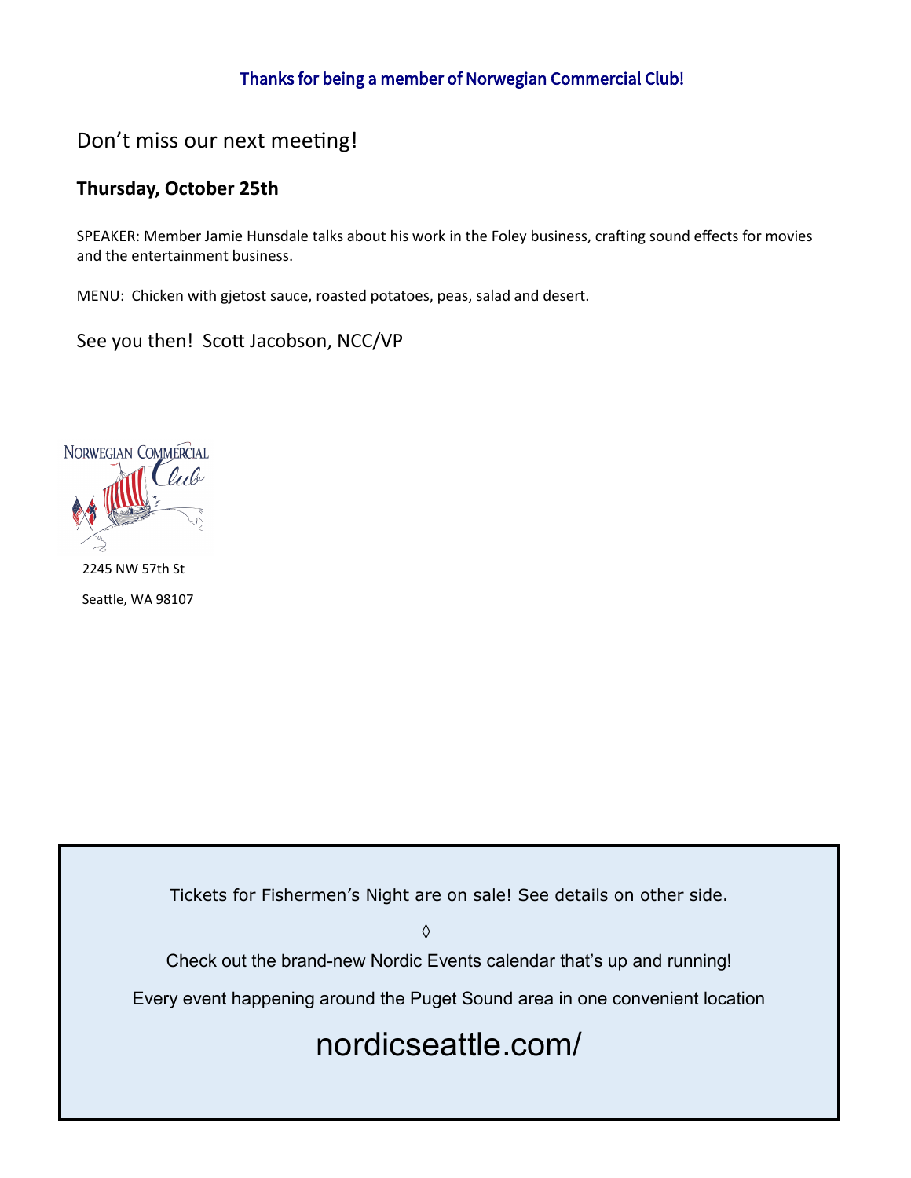Thanks for being a member of Norwegian Commercial Club!

Don't miss our next meeting!

**Thursday, October 25th**

SPEAKER: Member Jamie Hunsdale talks about his work in the Foley business, crafting sound effects for movies and the entertainment business.

MENU: Chicken with gjetost sauce, roasted potatoes, peas, salad and desert.

See you then! Scott Jacobson, NCC/VP

NORWEGIAN COMMERCIAL Club

2245 NW 57th St

Seattle, WA 98107

Tickets for Fishermen's Night are on sale! See details on other side.

◊

Check out the brand-new Nordic Events calendar that's up and running!

Every event happening around the Puget Sound area in one convenient location

nordicseattle.com/